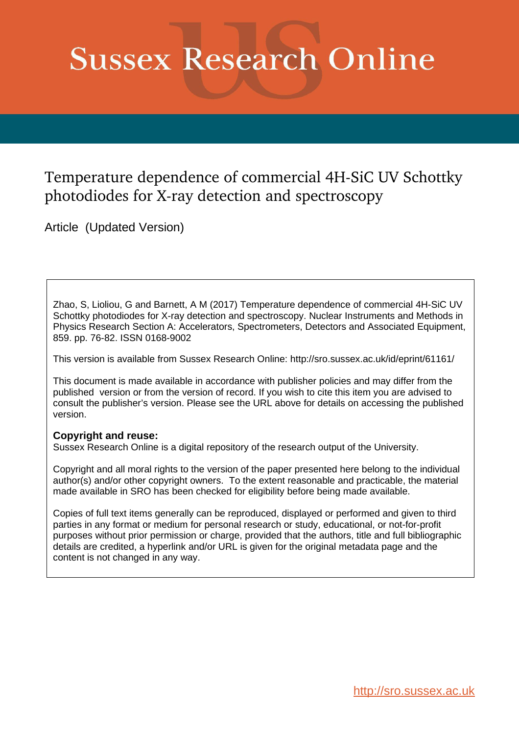# Sussex Research Online

## Temperature dependence of commercial 4H-SiC UV Schottky photodiodes for X-ray detection and spectroscopy

Article (Updated Version)

Zhao, S, Lioliou, G and Barnett, A M (2017) Temperature dependence of commercial 4H-SiC UV Schottky photodiodes for X-ray detection and spectroscopy. Nuclear Instruments and Methods in Physics Research Section A: Accelerators, Spectrometers, Detectors and Associated Equipment, 859. pp. 76-82. ISSN 0168-9002

This version is available from Sussex Research Online: http://sro.sussex.ac.uk/id/eprint/61161/

This document is made available in accordance with publisher policies and may differ from the published version or from the version of record. If you wish to cite this item you are advised to consult the publisher's version. Please see the URL above for details on accessing the published version.

**Copyright and reuse:**
Sussex Research Online is a digital repository of the research output of the University.

Copyright and all moral rights to the version of the paper presented here belong to the individual author(s) and/or other copyright owners. To the extent reasonable and practicable, the material made available in SRO has been checked for eligibility before being made available.

Copies of full text items generally can be reproduced, displayed or performed and given to third parties in any format or medium for personal research or study, educational, or not-for-profit purposes without prior permission or charge, provided that the authors, title and full bibliographic details are credited, a hyperlink and/or URL is given for the original metadata page and the content is not changed in any way.

http://sro.sussex.ac.uk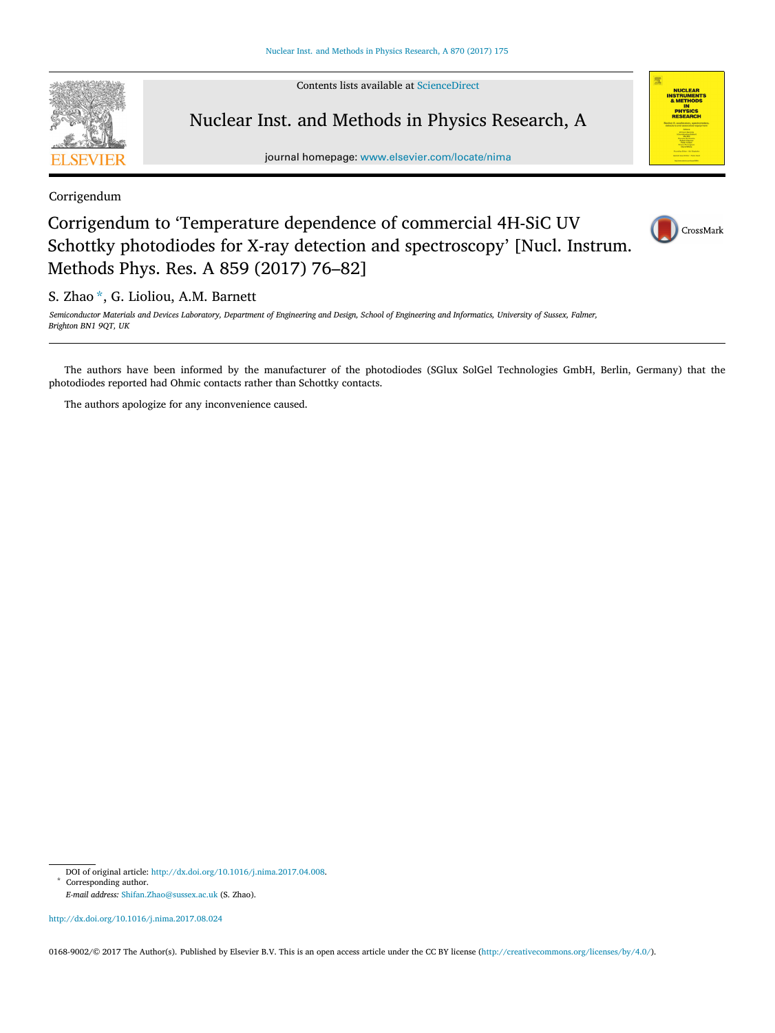Corrigendum

# Corrigendum to 'Temperature dependence of commercial 4H-SiC UV Schottky photodiodes for X-ray detection and spectroscopy' [Nucl. Instrum. Methods Phys. Res. A 859 (2017) 76–82]

S. Zhao *, G. Lioliou, A.M. Barnett

*Semiconductor Materials and Devices Laboratory, Department of Engineering and Design, School of Engineering and Informatics, University of Sussex, Falmer, Brighton BN1 9QT, UK*

---

The authors have been informed by the manufacturer of the photodiodes (SGlux SolGel Technologies GmbH, Berlin, Germany) that the photodiodes reported had Ohmic contacts rather than Schottky contacts.

The authors apologize for any inconvenience caused.

---

DOI of original article: http://dx.doi.org/10.1016/j.nima.2017.04.008.

* Corresponding author.

*E-mail address:* Shifan.Zhao@sussex.ac.uk (S. Zhao).

http://dx.doi.org/10.1016/j.nima.2017.08.024

0168-9002/© 2017 The Author(s). Published by Elsevier B.V. This is an open access article under the CC BY license (http://creativecommons.org/licenses/by/4.0/).